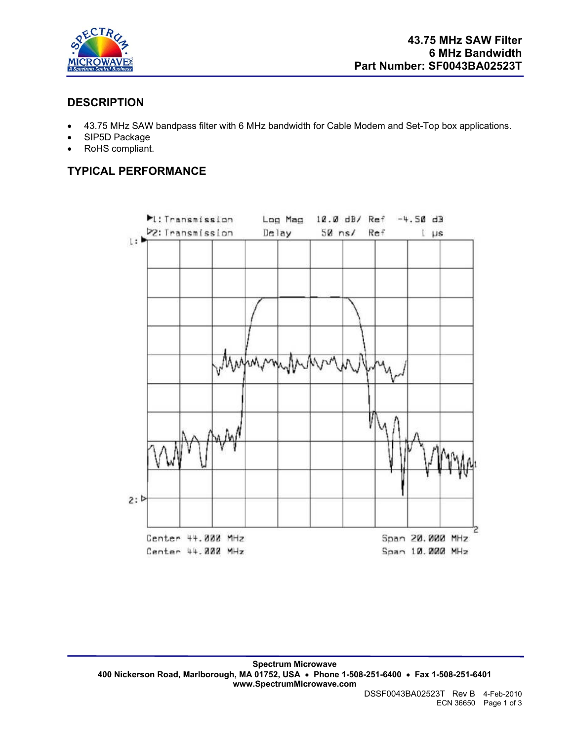# 43.75 MHz SAW Filter
## 6 MHz Bandwidth
## Part Number: SF0043BA02523T

## DESCRIPTION

- 43.75 MHz SAW bandpass filter with 6 MHz bandwidth for Cable Modem and Set-Top box applications.
- SIP5D Package
- RoHS compliant.

## TYPICAL PERFORMANCE

1: Transmission Log Mag 10.0 dB/ Ref -4.50 dB
2: Transmission Delay 50 ns/ Ref 1 µs

Center 44.000 MHz Span 20.000 MHz
Center 44.000 MHz Span 10.000 MHz

**Spectrum Microwave**
**400 Nickerson Road, Marlborough, MA 01752, USA • Phone 1-508-251-6400 • Fax 1-508-251-6401**
**www.SpectrumMicrowave.com**

DSSF0043BA02523T Rev B 4-Feb-2010
ECN 36650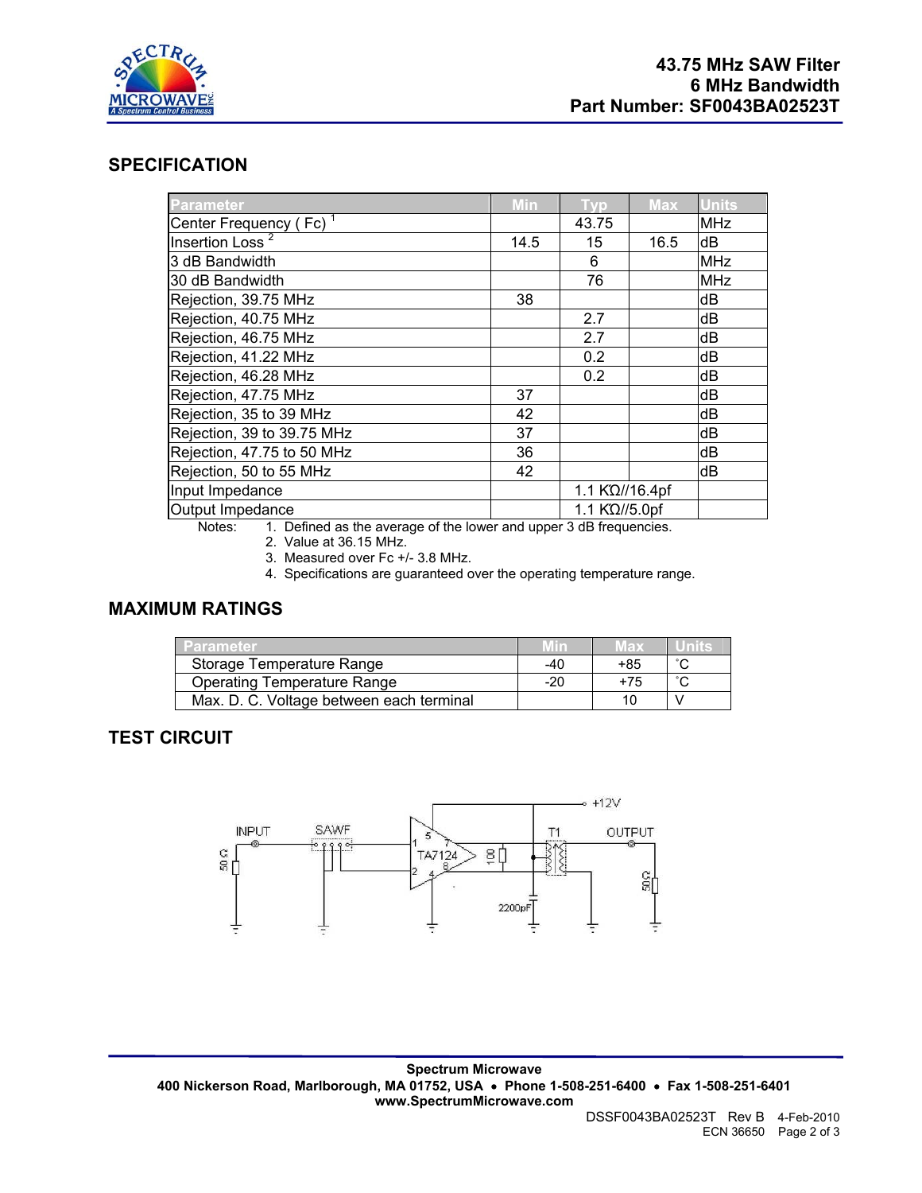## SPECIFICATION

| Parameter | Min | Typ | Max | Units |
|---|---|---|---|---|
| Center Frequency ( Fc ) [1] | | 43.75 | | MHz |
| Insertion Loss [2] | 14.5 | 15 | 16.5 | dB |
| 3 dB Bandwidth | | 6 | | MHz |
| 30 dB Bandwidth | | 76 | | MHz |
| Rejection, 39.75 MHz | 38 | | | dB |
| Rejection, 40.75 MHz | | 2.7 | | dB |
| Rejection, 46.75 MHz | | 2.7 | | dB |
| Rejection, 41.22 MHz | | 0.2 | | dB |
| Rejection, 46.28 MHz | | 0.2 | | dB |
| Rejection, 47.75 MHz | 37 | | | dB |
| Rejection, 35 to 39 MHz | 42 | | | dB |
| Rejection, 39 to 39.75 MHz | 37 | | | dB |
| Rejection, 47.75 to 50 MHz | 36 | | | dB |
| Rejection, 50 to 55 MHz | 42 | | | dB |
| Input Impedance | | 1.1 KΩ//16.4pf | | |
| Output Impedance | | 1.1 KΩ//5.0pf | | |

Notes:
1. Defined as the average of the lower and upper 3 dB frequencies.
2. Value at 36.15 MHz.
3. Measured over Fc +/- 3.8 MHz.
4. Specifications are guaranteed over the operating temperature range.

## MAXIMUM RATINGS

| Parameter | Min | Max | Units |
|---|---|---|---|
| Storage Temperature Range | -40 | +85 | ˚C |
| Operating Temperature Range | -20 | +75 | ˚C |
| Max. D. C. Voltage between each terminal | | 10 | V |

## TEST CIRCUIT

INPUT, 50 Ω, SAWF, TA7124, 100, 2200pF, +12V, T1, OUTPUT, 50Ω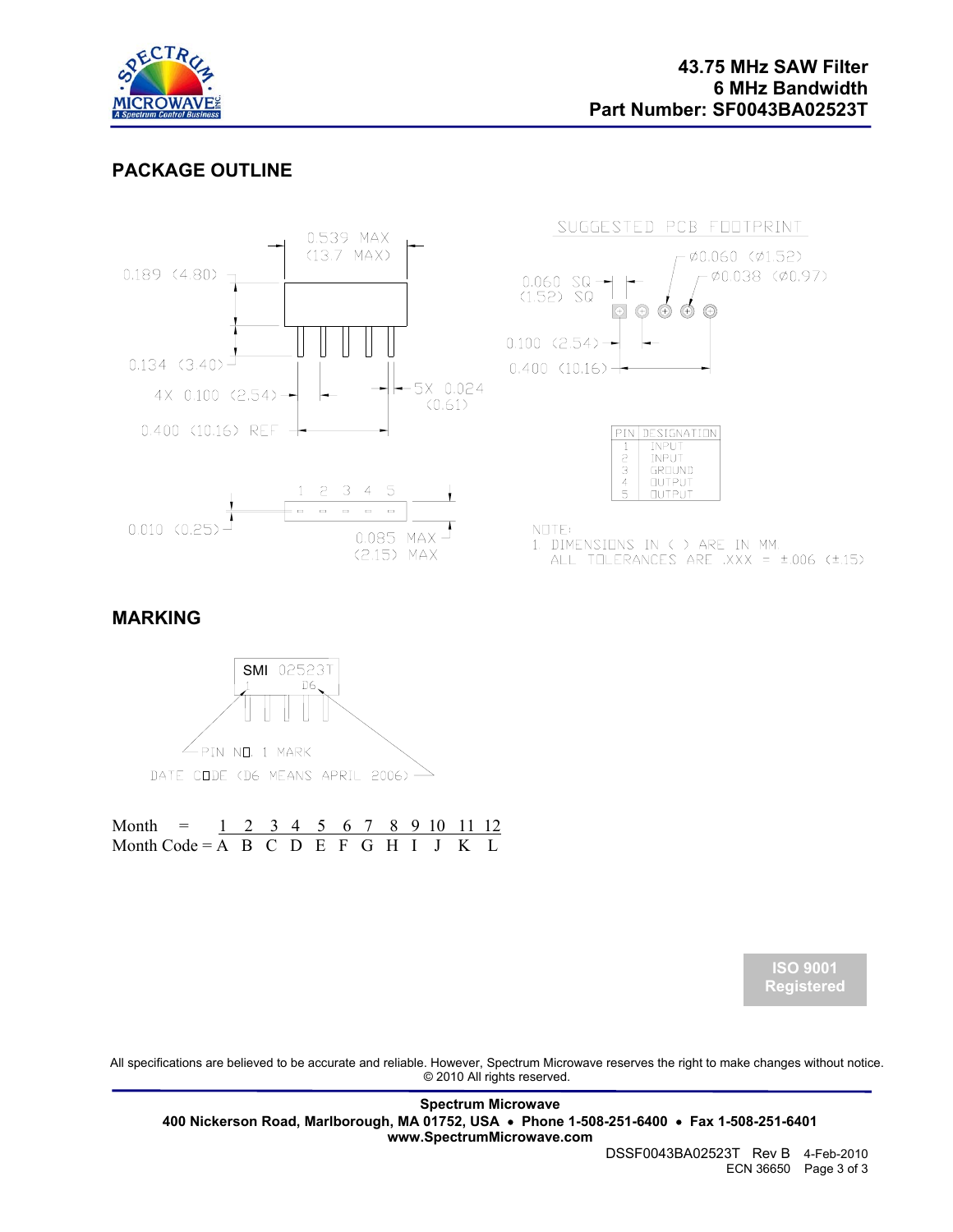## PACKAGE OUTLINE

0.539 MAX
(13.7 MAX)

0.189 (4.80)

0.134 (3.40)

4X 0.100 (2.54)

5X 0.024
(0.61)

0.400 (10.16) REF

1 2 3 4 5

0.010 (0.25)

0.085 MAX
(2.15) MAX

SUGGESTED PCB FOOTPRINT

Ø0.060 (Ø1.52)

Ø0.038 (Ø0.97)

0.060 SQ
(1.52) SQ

0.100 (2.54)

0.400 (10.16)

| PIN | DESIGNATION |
|---|---|
| 1 | INPUT |
| 2 | INPUT |
| 3 | GROUND |
| 4 | OUTPUT |
| 5 | OUTPUT |

NOTE:
1 DIMENSIONS IN ( ) ARE IN MM
ALL TOLERANCES ARE .XXX = ±.006 (±.15)

## MARKING

SMI 02523T
1 D6

PIN NO. 1 MARK

DATE CODE (D6 MEANS APRIL 2006)

| Month = | 1 | 2 | 3 | 4 | 5 | 6 | 7 | 8 | 9 | 10 | 11 | 12 |
|---|---|---|---|---|---|---|---|---|---|---|---|---|
| Month Code = | A | B | C | D | E | F | G | H | I | J | K | L |

ISO 9001
Registered

All specifications are believed to be accurate and reliable. However, Spectrum Microwave reserves the right to make changes without notice.
© 2010 All rights reserved.

**Spectrum Microwave**
**400 Nickerson Road, Marlborough, MA 01752, USA • Phone 1-508-251-6400 • Fax 1-508-251-6401**
**www.SpectrumMicrowave.com**

DSSF0043BA02523T Rev B 4-Feb-2010
ECN 36650